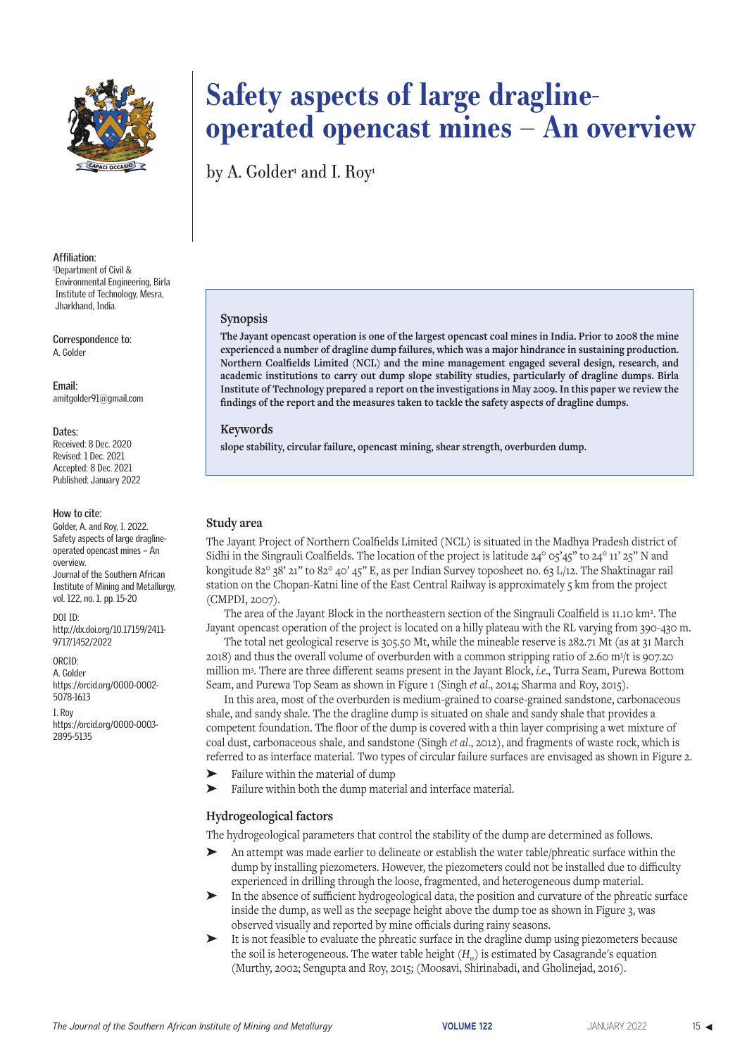# Safety aspects of large dragline-operated opencast mines – An overview

by A. Golder[1] and I. Roy[1]

**Affiliation:**
[1]Department of Civil & Environmental Engineering, Birla Institute of Technology, Mesra, Jharkhand, India.

**Correspondence to:**
A. Golder

**Email:**
amitgolder91@gmail.com

**Dates:**
Received: 8 Dec. 2020
Revised: 1 Dec. 2021
Accepted: 8 Dec. 2021
Published: January 2022

**How to cite:**
Golder, A. and Roy, I. 2022. Safety aspects of large dragline-operated opencast mines – An overview.
Journal of the Southern African Institute of Mining and Metallurgy, vol. 122, no. 1, pp. 15-20

DOI ID:
http://dx.doi.org/10.17159/2411-9717/1452/2022

ORCID:
A. Golder
https://orcid.org/0000-0002-5078-1613

I. Roy
https://orcid.org/0000-0003-2895-5135

## Synopsis

**The Jayant opencast operation is one of the largest opencast coal mines in India. Prior to 2008 the mine experienced a number of dragline dump failures, which was a major hindrance in sustaining production. Northern Coalfields Limited (NCL) and the mine management engaged several design, research, and academic institutions to carry out dump slope stability studies, particularly of dragline dumps. Birla Institute of Technology prepared a report on the investigations in May 2009. In this paper we review the findings of the report and the measures taken to tackle the safety aspects of dragline dumps.**

## Keywords

**slope stability, circular failure, opencast mining, shear strength, overburden dump.**

## Study area

The Jayant Project of Northern Coalfields Limited (NCL) is situated in the Madhya Pradesh district of Sidhi in the Singrauli Coalfields. The location of the project is latitude 24° 05'45" to 24° 11' 25" N and kongitude 82° 38' 21" to 82° 40' 45" E, as per Indian Survey toposheet no. 63 L/12. The Shaktinagar rail station on the Chopan-Katni line of the East Central Railway is approximately 5 km from the project (CMPDI, 2007).

The area of the Jayant Block in the northeastern section of the Singrauli Coalfield is 11.10 km². The Jayant opencast operation of the project is located on a hilly plateau with the RL varying from 390-430 m.

The total net geological reserve is 305.50 Mt, while the mineable reserve is 282.71 Mt (as at 31 March 2018) and thus the overall volume of overburden with a common stripping ratio of 2.60 m³/t is 907.20 million m³. There are three different seams present in the Jayant Block, *i.e.*, Turra Seam, Purewa Bottom Seam, and Purewa Top Seam as shown in Figure 1 (Singh *et al*., 2014; Sharma and Roy, 2015).

In this area, most of the overburden is medium-grained to coarse-grained sandstone, carbonaceous shale, and sandy shale. The the dragline dump is situated on shale and sandy shale that provides a competent foundation. The floor of the dump is covered with a thin layer comprising a wet mixture of coal dust, carbonaceous shale, and sandstone (Singh *et al*., 2012), and fragments of waste rock, which is referred to as interface material. Two types of circular failure surfaces are envisaged as shown in Figure 2.

- Failure within the material of dump
- Failure within both the dump material and interface material.

### Hydrogeological factors

The hydrogeological parameters that control the stability of the dump are determined as follows.

- An attempt was made earlier to delineate or establish the water table/phreatic surface within the dump by installing piezometers. However, the piezometers could not be installed due to difficulty experienced in drilling through the loose, fragmented, and heterogeneous dump material.
- In the absence of sufficient hydrogeological data, the position and curvature of the phreatic surface inside the dump, as well as the seepage height above the dump toe as shown in Figure 3, was observed visually and reported by mine officials during rainy seasons.
- It is not feasible to evaluate the phreatic surface in the dragline dump using piezometers because the soil is heterogeneous. The water table height ($H_w$) is estimated by Casagrande's equation (Murthy, 2002; Sengupta and Roy, 2015; (Moosavi, Shirinabadi, and Gholinejad, 2016).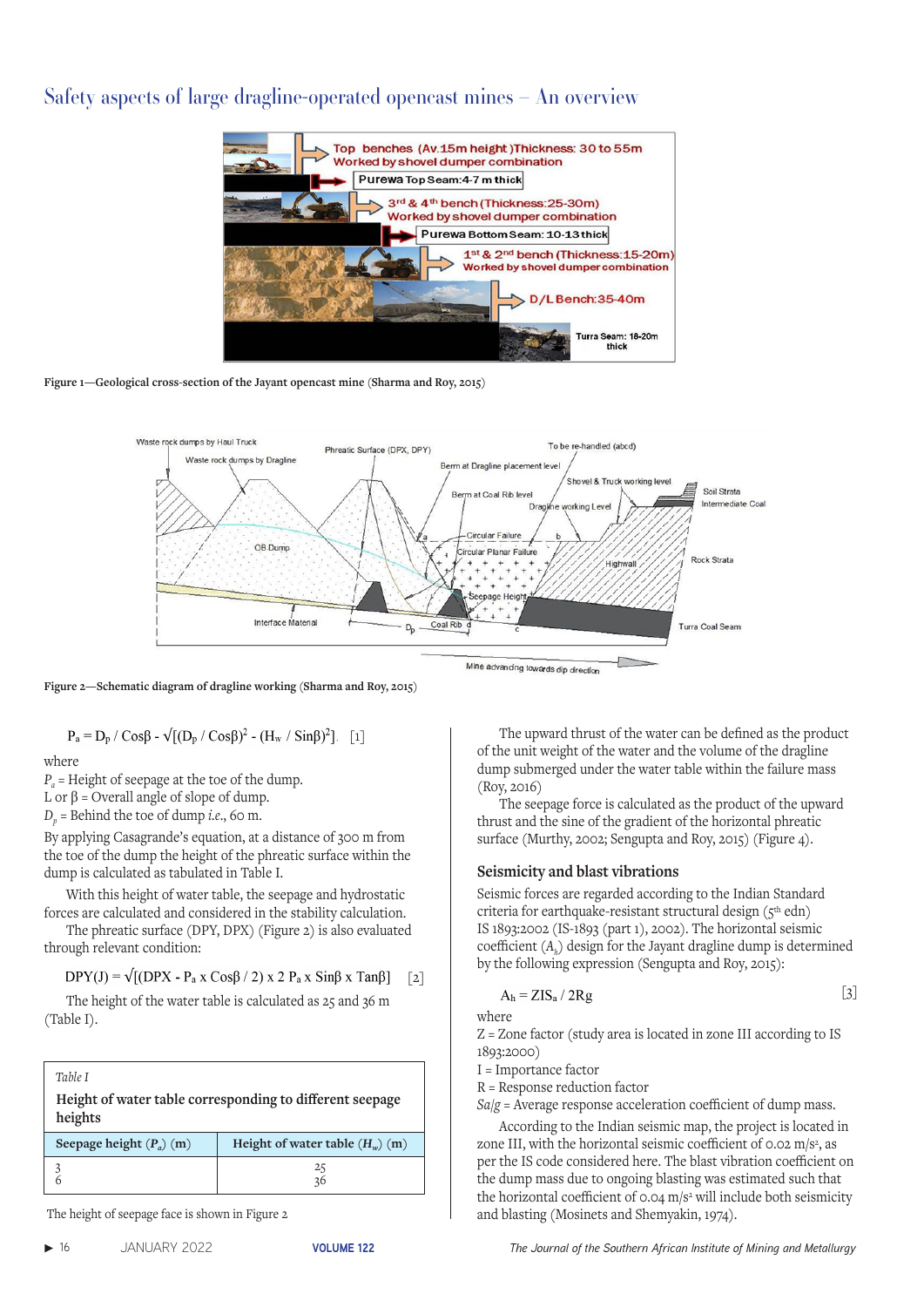Figure 1—Geological cross-section of the Jayant opencast mine (Sharma and Roy, 2015)

Figure 2—Schematic diagram of dragline working (Sharma and Roy, 2015)

$$P_a = D_p / \cos\beta - \sqrt{(D_p / \cos\beta)^2 - (H_w / \sin\beta)^2} \quad [1]$$

where

$P_a$ = Height of seepage at the toe of the dump.  
L or β = Overall angle of slope of dump.  
$D_p$ = Behind the toe of dump *i.e.*, 60 m.

By applying Casagrande's equation, at a distance of 300 m from the toe of the dump the height of the phreatic surface within the dump is calculated as tabulated in Table I.

With this height of water table, the seepage and hydrostatic forces are calculated and considered in the stability calculation.

The phreatic surface (DPY, DPX) (Figure 2) is also evaluated through relevant condition:

$$DPY(J) = \sqrt{(DPX - P_a \times \cos\beta / 2) \times 2 P_a \times \sin\beta \times \tan\beta} \quad [2]$$

The height of the water table is calculated as 25 and 36 m (Table I).

*Table I*

**Height of water table corresponding to different seepage heights**

| Seepage height ($P_a$) (m) | Height of water table ($H_w$) (m) |
|---|---|
| 3 | 25 |
| 6 | 36 |

The height of seepage face is shown in Figure 2

The upward thrust of the water can be defined as the product of the unit weight of the water and the volume of the dragline dump submerged under the water table within the failure mass (Roy, 2016)

The seepage force is calculated as the product of the upward thrust and the sine of the gradient of the horizontal phreatic surface (Murthy, 2002; Sengupta and Roy, 2015) (Figure 4).

## Seismicity and blast vibrations

Seismic forces are regarded according to the Indian Standard criteria for earthquake-resistant structural design (5th edn) IS 1893:2002 (IS-1893 (part 1), 2002). The horizontal seismic coefficient ($A_h$) design for the Jayant dragline dump is determined by the following expression (Sengupta and Roy, 2015):

$$A_h = ZIS_a / 2Rg \quad [3]$$

where

Z = Zone factor (study area is located in zone III according to IS 1893:2000)  
I = Importance factor  
R = Response reduction factor  
$Sa/g$ = Average response acceleration coefficient of dump mass.

According to the Indian seismic map, the project is located in zone III, with the horizontal seismic coefficient of 0.02 $m/s^2$, as per the IS code considered here. The blast vibration coefficient on the dump mass due to ongoing blasting was estimated such that the horizontal coefficient of 0.04 $m/s^2$ will include both seismicity and blasting (Mosinets and Shemyakin, 1974).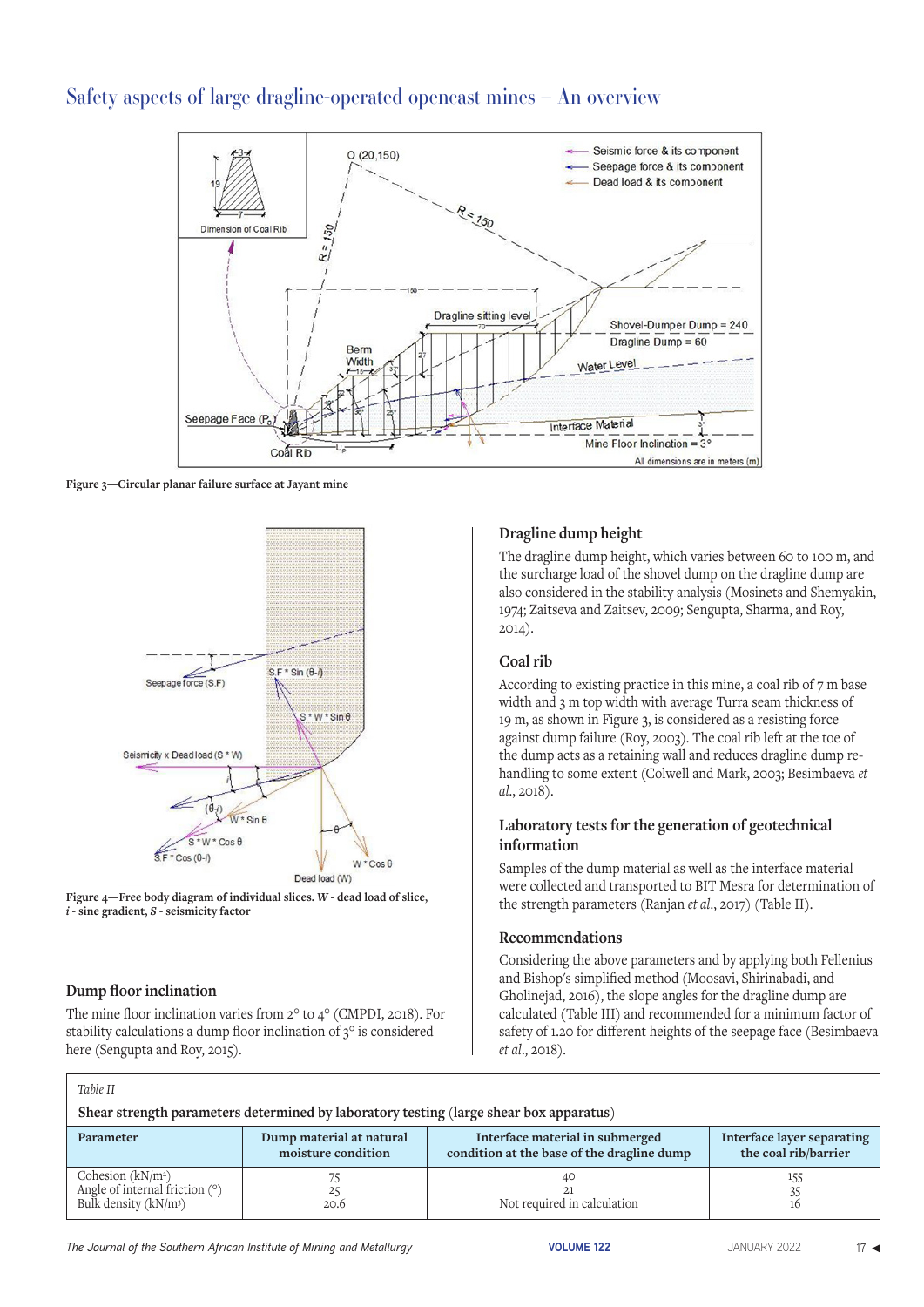Figure 3—Circular planar failure surface at Jayant mine

Figure 4—Free body diagram of individual slices. *W* - dead load of slice, *i* - sine gradient, *S* - seismicity factor

### Dump floor inclination

The mine floor inclination varies from 2° to 4° (CMPDI, 2018). For stability calculations a dump floor inclination of 3° is considered here (Sengupta and Roy, 2015).

### Dragline dump height

The dragline dump height, which varies between 60 to 100 m, and the surcharge load of the shovel dump on the dragline dump are also considered in the stability analysis (Mosinets and Shemyakin, 1974; Zaitseva and Zaitsev, 2009; Sengupta, Sharma, and Roy, 2014).

### Coal rib

According to existing practice in this mine, a coal rib of 7 m base width and 3 m top width with average Turra seam thickness of 19 m, as shown in Figure 3, is considered as a resisting force against dump failure (Roy, 2003). The coal rib left at the toe of the dump acts as a retaining wall and reduces dragline dump re-handling to some extent (Colwell and Mark, 2003; Besimbaeva *et al.*, 2018).

### Laboratory tests for the generation of geotechnical information

Samples of the dump material as well as the interface material were collected and transported to BIT Mesra for determination of the strength parameters (Ranjan *et al.*, 2017) (Table II).

### Recommendations

Considering the above parameters and by applying both Fellenius and Bishop's simplified method (Moosavi, Shirinabadi, and Gholinejad, 2016), the slope angles for the dragline dump are calculated (Table III) and recommended for a minimum factor of safety of 1.20 for different heights of the seepage face (Besimbaeva *et al.*, 2018).

*Table II*

**Shear strength parameters determined by laboratory testing (large shear box apparatus)**

| Parameter | Dump material at natural moisture condition | Interface material in submerged condition at the base of the dragline dump | Interface layer separating the coal rib/barrier |
|---|---|---|---|
| Cohesion (kN/m²) | 75 | 40 | 155 |
| Angle of internal friction (°) | 25 | 21 | 35 |
| Bulk density (kN/m³) | 20.6 | Not required in calculation | 16 |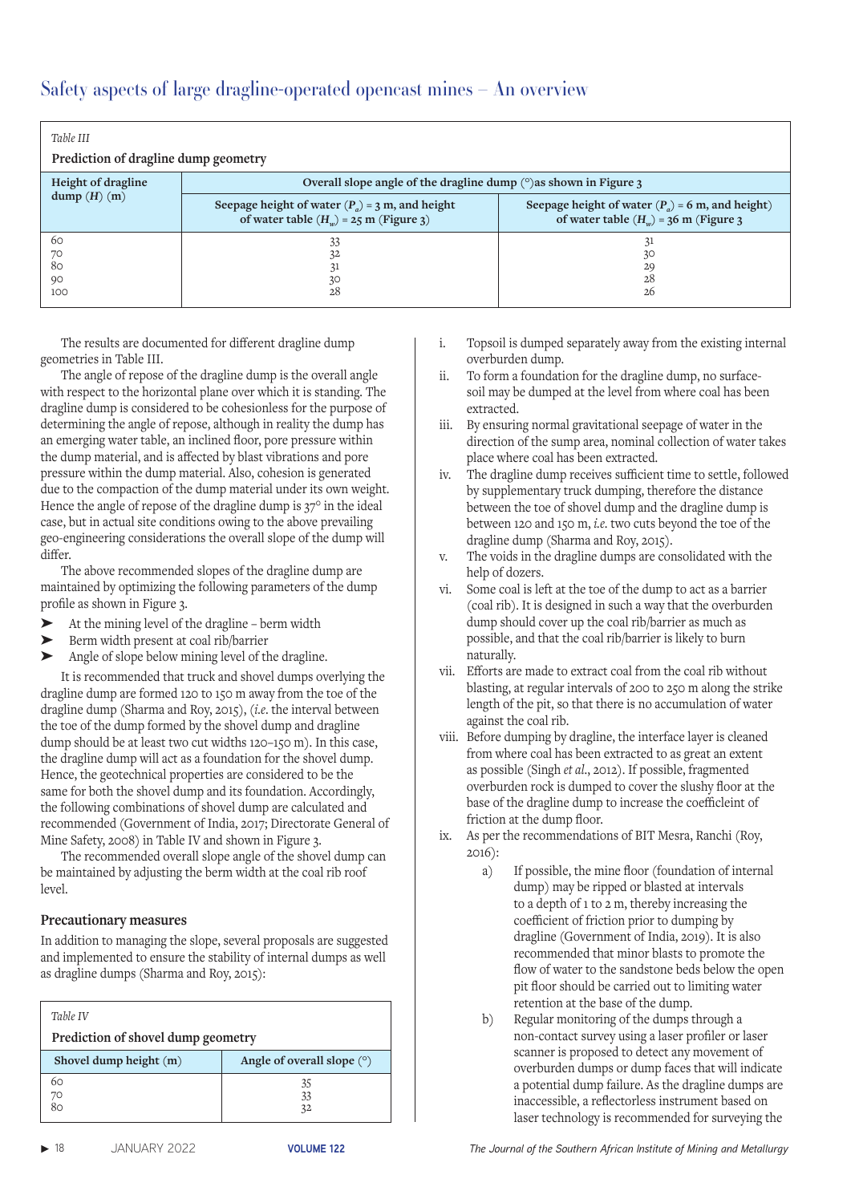Table III

**Prediction of dragline dump geometry**

| Height of dragline dump ($H$) (m) | Overall slope angle of the dragline dump (°)as shown in Figure 3 | |
|---|---|---|
| | Seepage height of water ($P_a$) = 3 m, and height of water table ($H_w$) = 25 m (Figure 3) | Seepage height of water ($P_a$) = 6 m, and height) of water table ($H_w$) = 36 m (Figure 3 |
| 60 | 33 | 31 |
| 70 | 32 | 30 |
| 80 | 31 | 29 |
| 90 | 30 | 28 |
| 100 | 28 | 26 |

The results are documented for different dragline dump geometries in Table III.

The angle of repose of the dragline dump is the overall angle with respect to the horizontal plane over which it is standing. The dragline dump is considered to be cohesionless for the purpose of determining the angle of repose, although in reality the dump has an emerging water table, an inclined floor, pore pressure within the dump material, and is affected by blast vibrations and pore pressure within the dump material. Also, cohesion is generated due to the compaction of the dump material under its own weight. Hence the angle of repose of the dragline dump is 37° in the ideal case, but in actual site conditions owing to the above prevailing geo-engineering considerations the overall slope of the dump will differ.

The above recommended slopes of the dragline dump are maintained by optimizing the following parameters of the dump profile as shown in Figure 3.

- At the mining level of the dragline – berm width
- Berm width present at coal rib/barrier
- Angle of slope below mining level of the dragline.

It is recommended that truck and shovel dumps overlying the dragline dump are formed 120 to 150 m away from the toe of the dragline dump (Sharma and Roy, 2015), (*i.e.* the interval between the toe of the dump formed by the shovel dump and dragline dump should be at least two cut widths 120–150 m). In this case, the dragline dump will act as a foundation for the shovel dump. Hence, the geotechnical properties are considered to be the same for both the shovel dump and its foundation. Accordingly, the following combinations of shovel dump are calculated and recommended (Government of India, 2017; Directorate General of Mine Safety, 2008) in Table IV and shown in Figure 3.

The recommended overall slope angle of the shovel dump can be maintained by adjusting the berm width at the coal rib roof level.

## Precautionary measures

In addition to managing the slope, several proposals are suggested and implemented to ensure the stability of internal dumps as well as dragline dumps (Sharma and Roy, 2015):

Table IV

**Prediction of shovel dump geometry**

| Shovel dump height (m) | Angle of overall slope (°) |
|---|---|
| 60 | 35 |
| 70 | 33 |
| 80 | 32 |

i. Topsoil is dumped separately away from the existing internal overburden dump.

ii. To form a foundation for the dragline dump, no surface-soil may be dumped at the level from where coal has been extracted.

iii. By ensuring normal gravitational seepage of water in the direction of the sump area, nominal collection of water takes place where coal has been extracted.

iv. The dragline dump receives sufficient time to settle, followed by supplementary truck dumping, therefore the distance between the toe of shovel dump and the dragline dump is between 120 and 150 m, *i.e.* two cuts beyond the toe of the dragline dump (Sharma and Roy, 2015).

v. The voids in the dragline dumps are consolidated with the help of dozers.

vi. Some coal is left at the toe of the dump to act as a barrier (coal rib). It is designed in such a way that the overburden dump should cover up the coal rib/barrier as much as possible, and that the coal rib/barrier is likely to burn naturally.

vii. Efforts are made to extract coal from the coal rib without blasting, at regular intervals of 200 to 250 m along the strike length of the pit, so that there is no accumulation of water against the coal rib.

viii. Before dumping by dragline, the interface layer is cleaned from where coal has been extracted to as great an extent as possible (Singh *et al.*, 2012). If possible, fragmented overburden rock is dumped to cover the slushy floor at the base of the dragline dump to increase the coeffcieint of friction at the dump floor.

ix. As per the recommendations of BIT Mesra, Ranchi (Roy, 2016):

   a) If possible, the mine floor (foundation of internal dump) may be ripped or blasted at intervals to a depth of 1 to 2 m, thereby increasing the coefficient of friction prior to dumping by dragline (Government of India, 2019). It is also recommended that minor blasts to promote the flow of water to the sandstone beds below the open pit floor should be carried out to limiting water retention at the base of the dump.

   b) Regular monitoring of the dumps through a non-contact survey using a laser profiler or laser scanner is proposed to detect any movement of overburden dumps or dump faces that will indicate a potential dump failure. As the dragline dumps are inaccessible, a reflectorless instrument based on laser technology is recommended for surveying the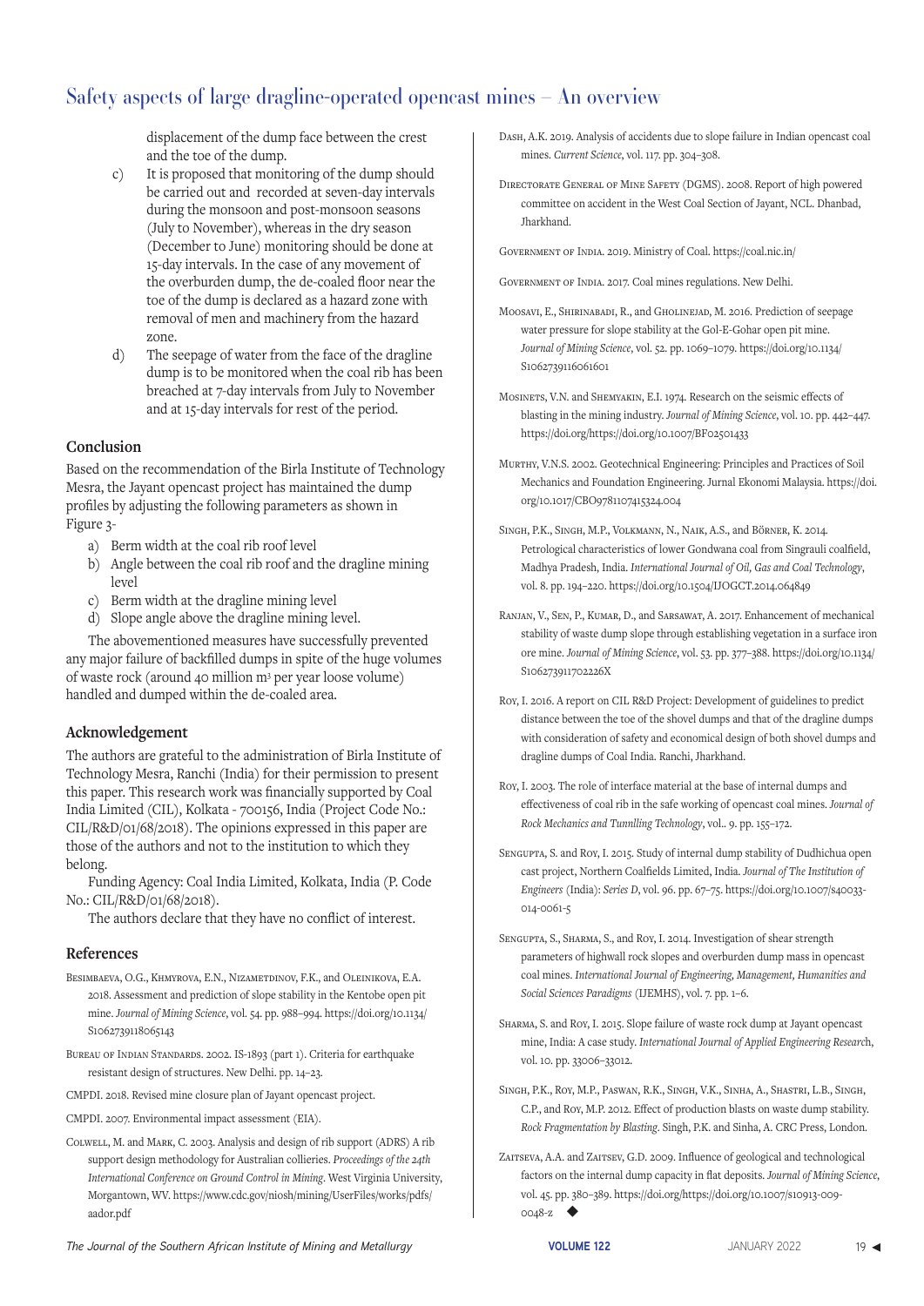displacement of the dump face between the crest and the toe of the dump.

c) It is proposed that monitoring of the dump should be carried out and recorded at seven-day intervals during the monsoon and post-monsoon seasons (July to November), whereas in the dry season (December to June) monitoring should be done at 15-day intervals. In the case of any movement of the overburden dump, the de-coaled floor near the toe of the dump is declared as a hazard zone with removal of men and machinery from the hazard zone.

d) The seepage of water from the face of the dragline dump is to be monitored when the coal rib has been breached at 7-day intervals from July to November and at 15-day intervals for rest of the period.

## Conclusion

Based on the recommendation of the Birla Institute of Technology Mesra, the Jayant opencast project has maintained the dump profiles by adjusting the following parameters as shown in Figure 3-

a) Berm width at the coal rib roof level
b) Angle between the coal rib roof and the dragline mining level
c) Berm width at the dragline mining level
d) Slope angle above the dragline mining level.

The abovementioned measures have successfully prevented any major failure of backfilled dumps in spite of the huge volumes of waste rock (around 40 million $m^3$ per year loose volume) handled and dumped within the de-coaled area.

## Acknowledgement

The authors are grateful to the administration of Birla Institute of Technology Mesra, Ranchi (India) for their permission to present this paper. This research work was financially supported by Coal India Limited (CIL), Kolkata - 700156, India (Project Code No.: CIL/R&D/01/68/2018). The opinions expressed in this paper are those of the authors and not to the institution to which they belong.

Funding Agency: Coal India Limited, Kolkata, India (P. Code No.: CIL/R&D/01/68/2018).

The authors declare that they have no conflict of interest.

## References

Besimbaeva, O.G., Khmyrova, E.N., Nizametdinov, F.K., and Oleinikova, E.A. 2018. Assessment and prediction of slope stability in the Kentobe open pit mine. *Journal of Mining Science*, vol. 54. pp. 988–994. https://doi.org/10.1134/S1062739118065143

Bureau of Indian Standards. 2002. IS-1893 (part 1). Criteria for earthquake resistant design of structures. New Delhi. pp. 14–23.

CMPDI. 2018. Revised mine closure plan of Jayant opencast project.

CMPDI. 2007. Environmental impact assessment (EIA).

Colwell, M. and Mark, C. 2003. Analysis and design of rib support (ADRS) A rib support design methodology for Australian collieries. *Proceedings of the 24th International Conference on Ground Control in Mining*. West Virginia University, Morgantown, WV. https://www.cdc.gov/niosh/mining/UserFiles/works/pdfs/aador.pdf

Dash, A.K. 2019. Analysis of accidents due to slope failure in Indian opencast coal mines. *Current Science*, vol. 117. pp. 304–308.

Directorate General of Mine Safety (DGMS). 2008. Report of high powered committee on accident in the West Coal Section of Jayant, NCL. Dhanbad, Jharkhand.

Government of India. 2019. Ministry of Coal. https://coal.nic.in/

Government of India. 2017. Coal mines regulations. New Delhi.

Moosavi, E., Shirinabadi, R., and Gholinejad, M. 2016. Prediction of seepage water pressure for slope stability at the Gol-E-Gohar open pit mine. *Journal of Mining Science*, vol. 52. pp. 1069–1079. https://doi.org/10.1134/S1062739116061601

Mosinets, V.N. and Shemyakin, E.I. 1974. Research on the seismic effects of blasting in the mining industry. *Journal of Mining Science*, vol. 10. pp. 442–447. https://doi.org/https://doi.org/10.1007/BF02501433

Murthy, V.N.S. 2002. Geotechnical Engineering: Principles and Practices of Soil Mechanics and Foundation Engineering. Jurnal Ekonomi Malaysia. https://doi.org/10.1017/CBO9781107415324.004

Singh, P.K., Singh, M.P., Volkmann, N., Naik, A.S., and Börner, K. 2014. Petrological characteristics of lower Gondwana coal from Singrauli coalfield, Madhya Pradesh, India. *International Journal of Oil, Gas and Coal Technology*, vol. 8. pp. 194–220. https://doi.org/10.1504/IJOGCT.2014.064849

Ranjan, V., Sen, P., Kumar, D., and Sarsawat, A. 2017. Enhancement of mechanical stability of waste dump slope through establishing vegetation in a surface iron ore mine. *Journal of Mining Science*, vol. 53. pp. 377–388. https://doi.org/10.1134/S106273911702226X

Roy, I. 2016. A report on CIL R&D Project: Development of guidelines to predict distance between the toe of the shovel dumps and that of the dragline dumps with consideration of safety and economical design of both shovel dumps and dragline dumps of Coal India. Ranchi, Jharkhand.

Roy, I. 2003. The role of interface material at the base of internal dumps and effectiveness of coal rib in the safe working of opencast coal mines. *Journal of Rock Mechanics and Tunnlling Technology*, vol.. 9. pp. 155–172.

Sengupta, S. and Roy, I. 2015. Study of internal dump stability of Dudhichua open cast project, Northern Coalfields Limited, India. *Journal of The Institution of Engineers* (India): *Series D*, vol. 96. pp. 67–75. https://doi.org/10.1007/s40033-014-0061-5

Sengupta, S., Sharma, S., and Roy, I. 2014. Investigation of shear strength parameters of highwall rock slopes and overburden dump mass in opencast coal mines. *International Journal of Engineering, Management, Humanities and Social Sciences Paradigms* (IJEMHS), vol. 7. pp. 1–6.

Sharma, S. and Roy, I. 2015. Slope failure of waste rock dump at Jayant opencast mine, India: A case study. *International Journal of Applied Engineering Research*, vol. 10. pp. 33006–33012.

Singh, P.K., Roy, M.P., Paswan, R.K., Singh, V.K., Sinha, A., Shastri, L.B., Singh, C.P., and Roy, M.P. 2012. Effect of production blasts on waste dump stability. *Rock Fragmentation by Blasting*. Singh, P.K. and Sinha, A. CRC Press, London.

Zaitseva, A.A. and Zaitsev, G.D. 2009. Influence of geological and technological factors on the internal dump capacity in flat deposits. *Journal of Mining Science*, vol. 45. pp. 380–389. https://doi.org/https://doi.org/10.1007/s10913-009-0048-z ◆